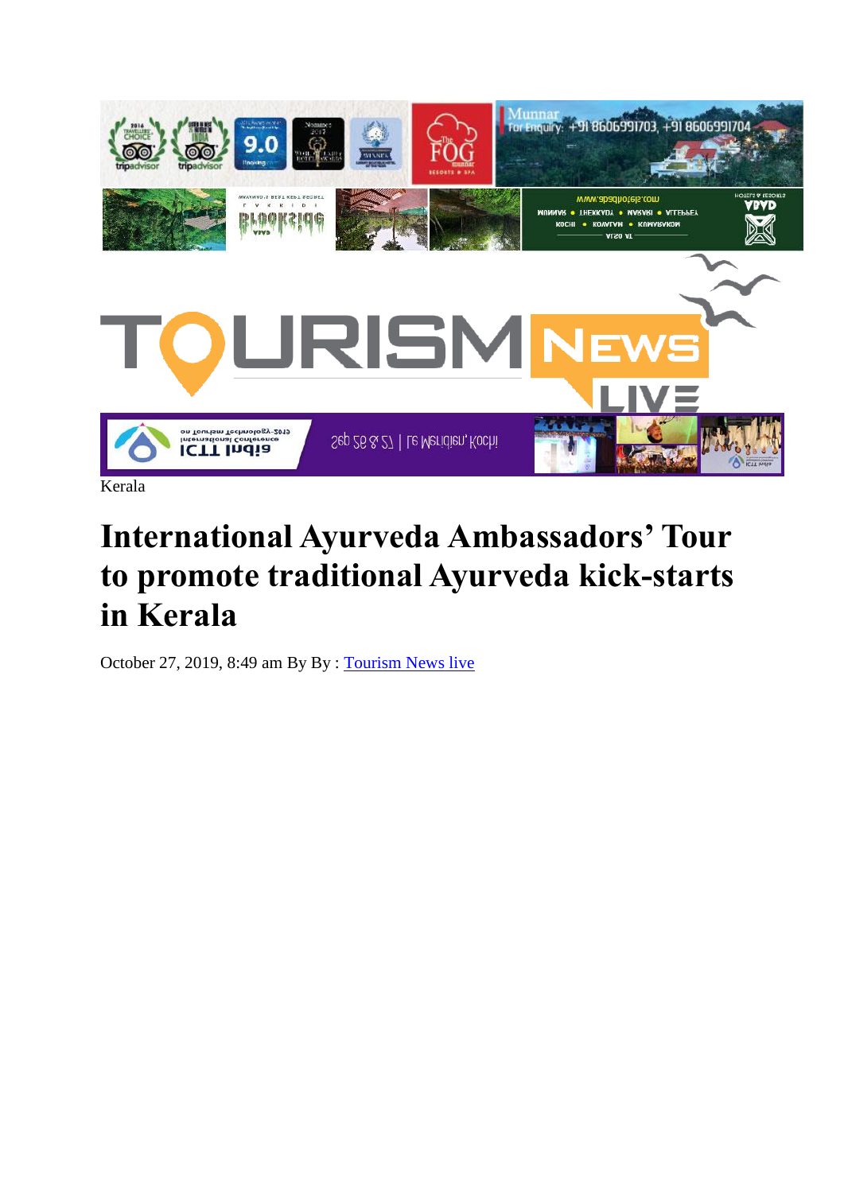Kerala

# International Ayurveda Ambassadors' Tour to promote traditional Ayurveda kick-starts in Kerala

October 27, 2019, 8:49 am By By : Tourism News live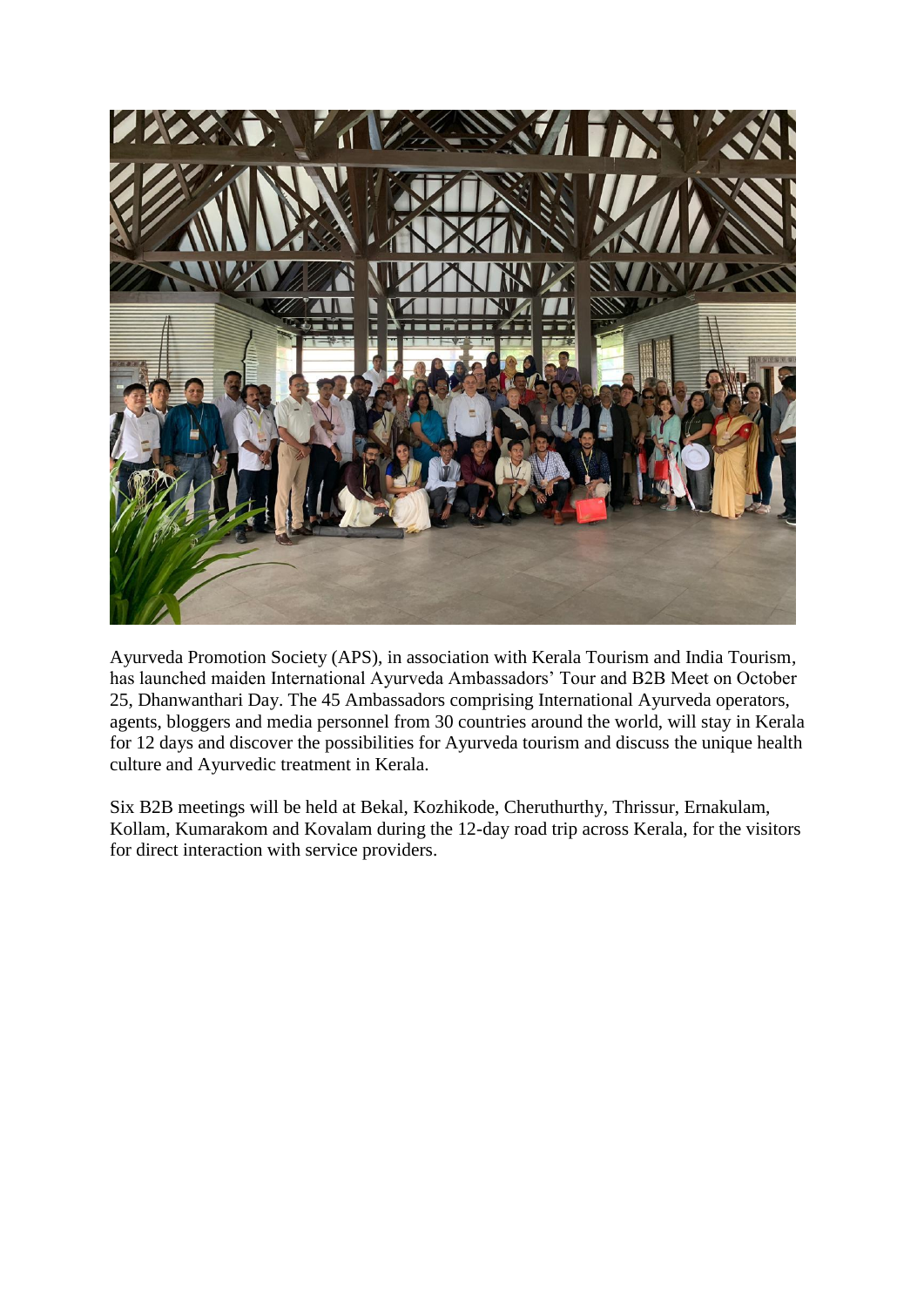Ayurveda Promotion Society (APS), in association with Kerala Tourism and India Tourism, has launched maiden International Ayurveda Ambassadors' Tour and B2B Meet on October 25, Dhanwanthari Day. The 45 Ambassadors comprising International Ayurveda operators, agents, bloggers and media personnel from 30 countries around the world, will stay in Kerala for 12 days and discover the possibilities for Ayurveda tourism and discuss the unique health culture and Ayurvedic treatment in Kerala.

Six B2B meetings will be held at Bekal, Kozhikode, Cheruthurthy, Thrissur, Ernakulam, Kollam, Kumarakom and Kovalam during the 12-day road trip across Kerala, for the visitors for direct interaction with service providers.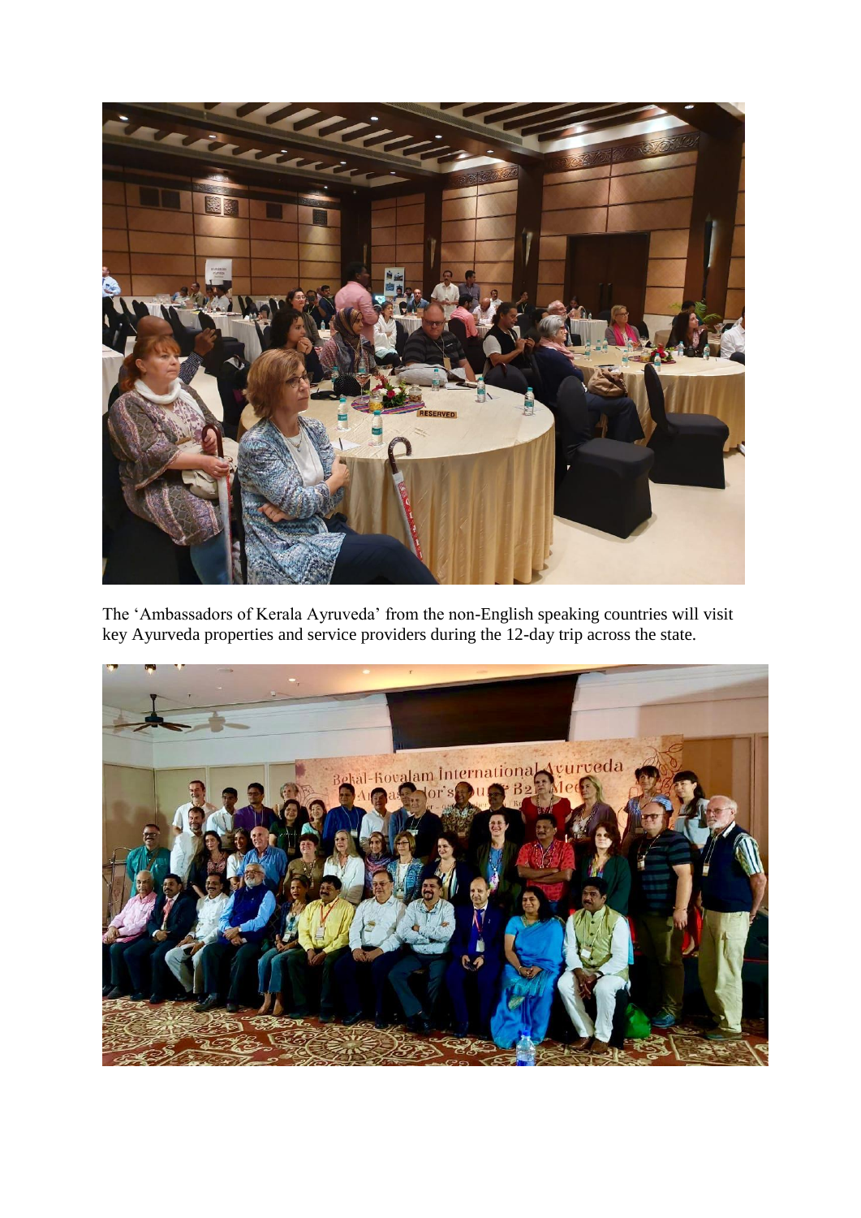The 'Ambassadors of Kerala Ayruveda' from the non-English speaking countries will visit key Ayurveda properties and service providers during the 12-day trip across the state.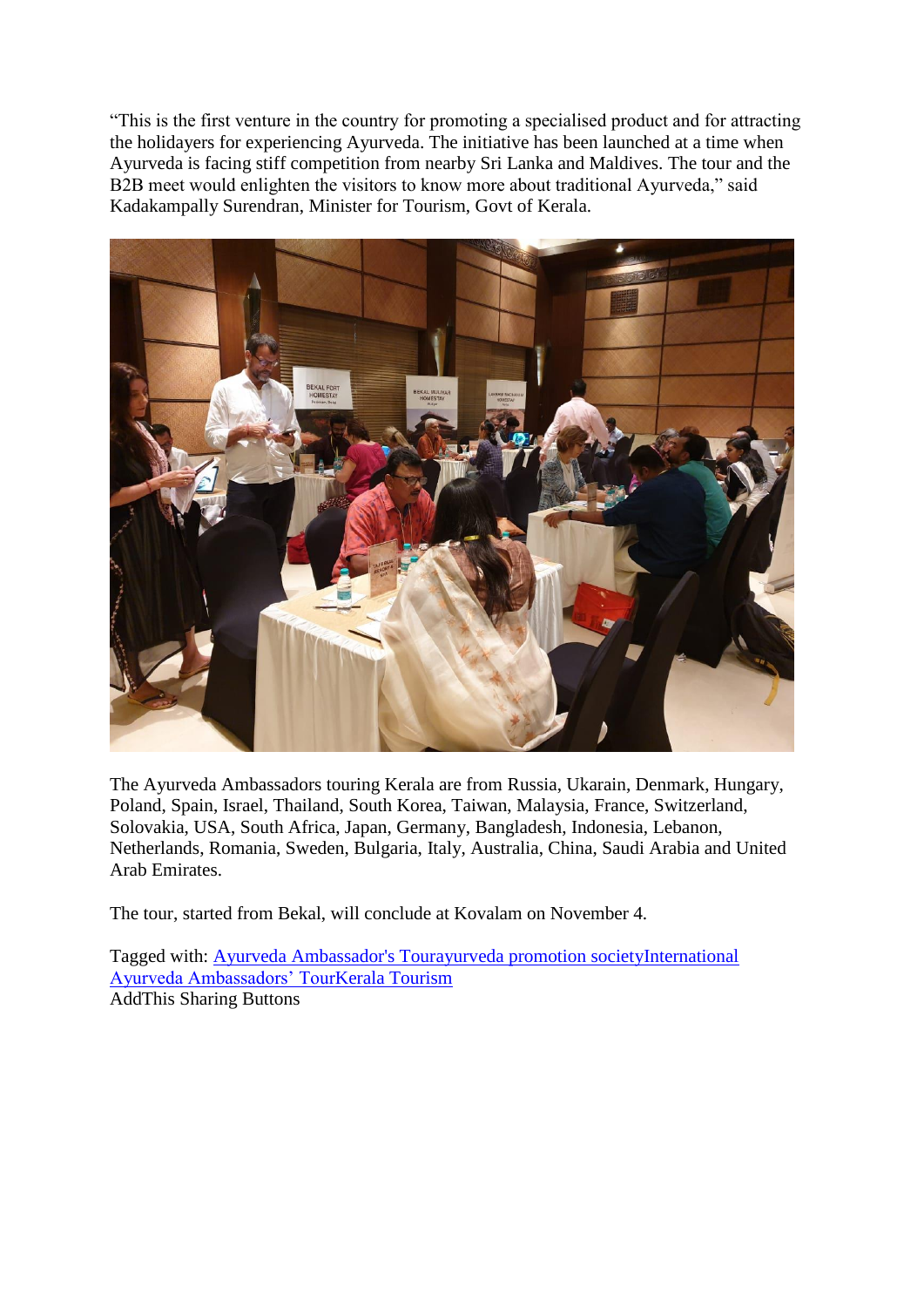"This is the first venture in the country for promoting a specialised product and for attracting the holidayers for experiencing Ayurveda. The initiative has been launched at a time when Ayurveda is facing stiff competition from nearby Sri Lanka and Maldives. The tour and the B2B meet would enlighten the visitors to know more about traditional Ayurveda," said Kadakampally Surendran, Minister for Tourism, Govt of Kerala.

The Ayurveda Ambassadors touring Kerala are from Russia, Ukarain, Denmark, Hungary, Poland, Spain, Israel, Thailand, South Korea, Taiwan, Malaysia, France, Switzerland, Solovakia, USA, South Africa, Japan, Germany, Bangladesh, Indonesia, Lebanon, Netherlands, Romania, Sweden, Bulgaria, Italy, Australia, China, Saudi Arabia and United Arab Emirates.

The tour, started from Bekal, will conclude at Kovalam on November 4.

Tagged with: Ayurveda Ambassador's Tourayurveda promotion societyInternational Ayurveda Ambassadors' TourKerala Tourism
AddThis Sharing Buttons